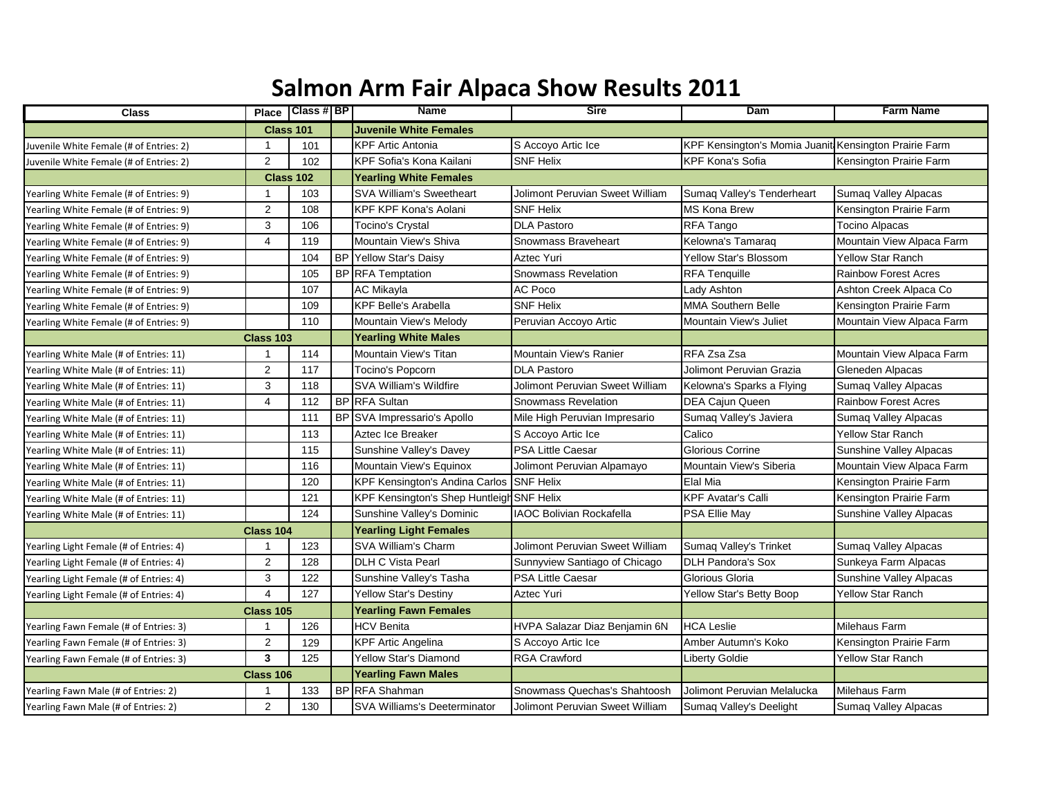# Salmon Arm Fair Alpaca Show Results 2011

| Class | Place | Class # | BP | Name | Sire | Dam | Farm Name |
|---|---|---|---|---|---|---|---|
| | Class 101 | | | **Juvenile White Females** | | | |
| Juvenile White Female (# of Entries: 2) | 1 | 101 | | KPF Artic Antonia | S Accoyo Artic Ice | KPF Kensington's Momia Juanit | Kensington Prairie Farm |
| Juvenile White Female (# of Entries: 2) | 2 | 102 | | KPF Sofia's Kona Kailani | SNF Helix | KPF Kona's Sofia | Kensington Prairie Farm |
| | Class 102 | | | **Yearling White Females** | | | |
| Yearling White Female (# of Entries: 9) | 1 | 103 | | SVA William's Sweetheart | Jolimont Peruvian Sweet William | Sumaq Valley's Tenderheart | Sumaq Valley Alpacas |
| Yearling White Female (# of Entries: 9) | 2 | 108 | | KPF KPF Kona's Aolani | SNF Helix | MS Kona Brew | Kensington Prairie Farm |
| Yearling White Female (# of Entries: 9) | 3 | 106 | | Tocino's Crystal | DLA Pastoro | RFA Tango | Tocino Alpacas |
| Yearling White Female (# of Entries: 9) | 4 | 119 | | Mountain View's Shiva | Snowmass Braveheart | Kelowna's Tamaraq | Mountain View Alpaca Farm |
| Yearling White Female (# of Entries: 9) | | 104 | BP | Yellow Star's Daisy | Aztec Yuri | Yellow Star's Blossom | Yellow Star Ranch |
| Yearling White Female (# of Entries: 9) | | 105 | BP | RFA Temptation | Snowmass Revelation | RFA Tenquille | Rainbow Forest Acres |
| Yearling White Female (# of Entries: 9) | | 107 | | AC Mikayla | AC Poco | Lady Ashton | Ashton Creek Alpaca Co |
| Yearling White Female (# of Entries: 9) | | 109 | | KPF Belle's Arabella | SNF Helix | MMA Southern Belle | Kensington Prairie Farm |
| Yearling White Female (# of Entries: 9) | | 110 | | Mountain View's Melody | Peruvian Accoyo Artic | Mountain View's Juliet | Mountain View Alpaca Farm |
| | Class 103 | | | **Yearling White Males** | | | |
| Yearling White Male (# of Entries: 11) | 1 | 114 | | Mountain View's Titan | Mountain View's Ranier | RFA Zsa Zsa | Mountain View Alpaca Farm |
| Yearling White Male (# of Entries: 11) | 2 | 117 | | Tocino's Popcorn | DLA Pastoro | Jolimont Peruvian Grazia | Gleneden Alpacas |
| Yearling White Male (# of Entries: 11) | 3 | 118 | | SVA William's Wildfire | Jolimont Peruvian Sweet William | Kelowna's Sparks a Flying | Sumaq Valley Alpacas |
| Yearling White Male (# of Entries: 11) | 4 | 112 | BP | RFA Sultan | Snowmass Revelation | DEA Cajun Queen | Rainbow Forest Acres |
| Yearling White Male (# of Entries: 11) | | 111 | BP | SVA Impressario's Apollo | Mile High Peruvian Impresario | Sumaq Valley's Javiera | Sumaq Valley Alpacas |
| Yearling White Male (# of Entries: 11) | | 113 | | Aztec Ice Breaker | S Accoyo Artic Ice | Calico | Yellow Star Ranch |
| Yearling White Male (# of Entries: 11) | | 115 | | Sunshine Valley's Davey | PSA Little Caesar | Glorious Corrine | Sunshine Valley Alpacas |
| Yearling White Male (# of Entries: 11) | | 116 | | Mountain View's Equinox | Jolimont Peruvian Alpamayo | Mountain View's Siberia | Mountain View Alpaca Farm |
| Yearling White Male (# of Entries: 11) | | 120 | | KPF Kensington's Andina Carlos | SNF Helix | Elal Mia | Kensington Prairie Farm |
| Yearling White Male (# of Entries: 11) | | 121 | | KPF Kensington's Shep Huntleigh | SNF Helix | KPF Avatar's Calli | Kensington Prairie Farm |
| Yearling White Male (# of Entries: 11) | | 124 | | Sunshine Valley's Dominic | IAOC Bolivian Rockafella | PSA Ellie May | Sunshine Valley Alpacas |
| | Class 104 | | | **Yearling Light Females** | | | |
| Yearling Light Female (# of Entries: 4) | 1 | 123 | | SVA William's Charm | Jolimont Peruvian Sweet William | Sumaq Valley's Trinket | Sumaq Valley Alpacas |
| Yearling Light Female (# of Entries: 4) | 2 | 128 | | DLH C Vista Pearl | Sunnyview Santiago of Chicago | DLH Pandora's Sox | Sunkeya Farm Alpacas |
| Yearling Light Female (# of Entries: 4) | 3 | 122 | | Sunshine Valley's Tasha | PSA Little Caesar | Glorious Gloria | Sunshine Valley Alpacas |
| Yearling Light Female (# of Entries: 4) | 4 | 127 | | Yellow Star's Destiny | Aztec Yuri | Yellow Star's Betty Boop | Yellow Star Ranch |
| | Class 105 | | | **Yearling Fawn Females** | | | |
| Yearling Fawn Female (# of Entries: 3) | 1 | 126 | | HCV Benita | HVPA Salazar Diaz Benjamin 6N | HCA Leslie | Milehaus Farm |
| Yearling Fawn Female (# of Entries: 3) | 2 | 129 | | KPF Artic Angelina | S Accoyo Artic Ice | Amber Autumn's Koko | Kensington Prairie Farm |
| Yearling Fawn Female (# of Entries: 3) | **3** | 125 | | Yellow Star's Diamond | RGA Crawford | Liberty Goldie | Yellow Star Ranch |
| | Class 106 | | | **Yearling Fawn Males** | | | |
| Yearling Fawn Male (# of Entries: 2) | 1 | 133 | BP | RFA Shahman | Snowmass Quechas's Shahtoosh | Jolimont Peruvian Melalucka | Milehaus Farm |
| Yearling Fawn Male (# of Entries: 2) | 2 | 130 | | SVA Williams's Deeterminator | Jolimont Peruvian Sweet William | Sumaq Valley's Deelight | Sumaq Valley Alpacas |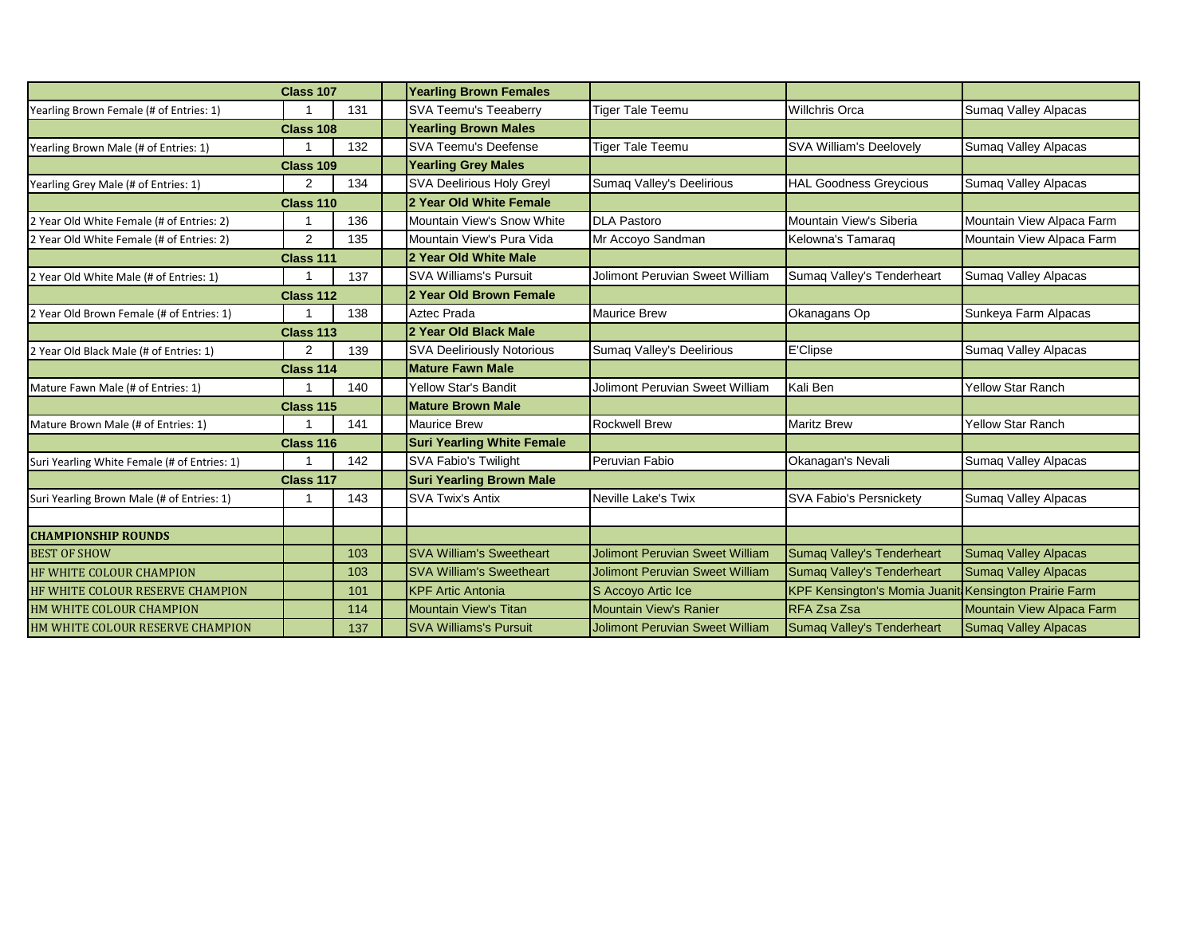| | | | | | | | |
|---|---|---|---|---|---|---|---|
| | **Class 107** | | | **Yearling Brown Females** | | | |
| Yearling Brown Female (# of Entries: 1) | 1 | 131 | | SVA Teemu's Teeaberry | Tiger Tale Teemu | Willchris Orca | Sumaq Valley Alpacas |
| | **Class 108** | | | **Yearling Brown Males** | | | |
| Yearling Brown Male (# of Entries: 1) | 1 | 132 | | SVA Teemu's Deefense | Tiger Tale Teemu | SVA William's Deelovely | Sumaq Valley Alpacas |
| | **Class 109** | | | **Yearling Grey Males** | | | |
| Yearling Grey Male (# of Entries: 1) | 2 | 134 | | SVA Deelirious Holy Greyl | Sumaq Valley's Deelirious | HAL Goodness Greycious | Sumaq Valley Alpacas |
| | **Class 110** | | | **2 Year Old White Female** | | | |
| 2 Year Old White Female (# of Entries: 2) | 1 | 136 | | Mountain View's Snow White | DLA Pastoro | Mountain View's Siberia | Mountain View Alpaca Farm |
| 2 Year Old White Female (# of Entries: 2) | 2 | 135 | | Mountain View's Pura Vida | Mr Accoyo Sandman | Kelowna's Tamaraq | Mountain View Alpaca Farm |
| | **Class 111** | | | **2 Year Old White Male** | | | |
| 2 Year Old White Male (# of Entries: 1) | 1 | 137 | | SVA Williams's Pursuit | Jolimont Peruvian Sweet William | Sumaq Valley's Tenderheart | Sumaq Valley Alpacas |
| | **Class 112** | | | **2 Year Old Brown Female** | | | |
| 2 Year Old Brown Female (# of Entries: 1) | 1 | 138 | | Aztec Prada | Maurice Brew | Okanagans Op | Sunkeya Farm Alpacas |
| | **Class 113** | | | **2 Year Old Black Male** | | | |
| 2 Year Old Black Male (# of Entries: 1) | 2 | 139 | | SVA Deeliriously Notorious | Sumaq Valley's Deelirious | E'Clipse | Sumaq Valley Alpacas |
| | **Class 114** | | | **Mature Fawn Male** | | | |
| Mature Fawn Male (# of Entries: 1) | 1 | 140 | | Yellow Star's Bandit | Jolimont Peruvian Sweet William | Kali Ben | Yellow Star Ranch |
| | **Class 115** | | | **Mature Brown Male** | | | |
| Mature Brown Male (# of Entries: 1) | 1 | 141 | | Maurice Brew | Rockwell Brew | Maritz Brew | Yellow Star Ranch |
| | **Class 116** | | | **Suri Yearling White Female** | | | |
| Suri Yearling White Female (# of Entries: 1) | 1 | 142 | | SVA Fabio's Twilight | Peruvian Fabio | Okanagan's Nevali | Sumaq Valley Alpacas |
| | **Class 117** | | | **Suri Yearling Brown Male** | | | |
| Suri Yearling Brown Male (# of Entries: 1) | 1 | 143 | | SVA Twix's Antix | Neville Lake's Twix | SVA Fabio's Persnickety | Sumaq Valley Alpacas |
| | | | | | | | |
| **CHAMPIONSHIP ROUNDS** | | | | | | | |
| BEST OF SHOW | | 103 | | SVA William's Sweetheart | Jolimont Peruvian Sweet William | Sumaq Valley's Tenderheart | Sumaq Valley Alpacas |
| HF WHITE COLOUR CHAMPION | | 103 | | SVA William's Sweetheart | Jolimont Peruvian Sweet William | Sumaq Valley's Tenderheart | Sumaq Valley Alpacas |
| HF WHITE COLOUR RESERVE CHAMPION | | 101 | | KPF Artic Antonia | S Accoyo Artic Ice | KPF Kensington's Momia Juanit | Kensington Prairie Farm |
| HM WHITE COLOUR CHAMPION | | 114 | | Mountain View's Titan | Mountain View's Ranier | RFA Zsa Zsa | Mountain View Alpaca Farm |
| HM WHITE COLOUR RESERVE CHAMPION | | 137 | | SVA Williams's Pursuit | Jolimont Peruvian Sweet William | Sumaq Valley's Tenderheart | Sumaq Valley Alpacas |